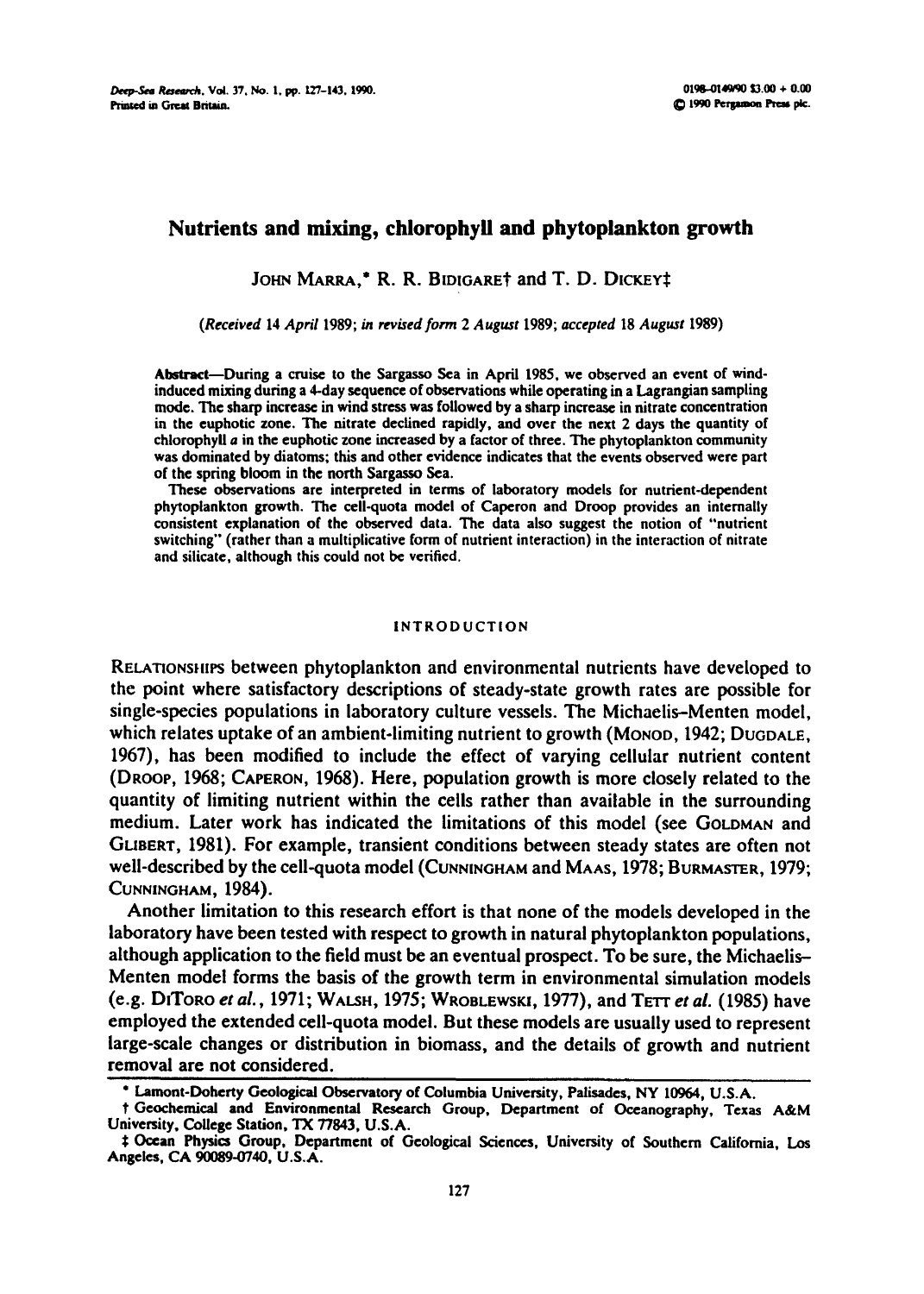# Nutrients and mixing, chlorophyll and phytoplankton growth

JOHN MARRA,* R. R. BIDIGARE† and T. D. DICKEY‡

*(Received 14 April 1989; in revised form 2 August 1989; accepted 18 August 1989)*

**Abstract**—During a cruise to the Sargasso Sea in April 1985, we observed an event of wind-induced mixing during a 4-day sequence of observations while operating in a Lagrangian sampling mode. The sharp increase in wind stress was followed by a sharp increase in nitrate concentration in the euphotic zone. The nitrate declined rapidly, and over the next 2 days the quantity of chlorophyll *a* in the euphotic zone increased by a factor of three. The phytoplankton community was dominated by diatoms; this and other evidence indicates that the events observed were part of the spring bloom in the north Sargasso Sea.

These observations are interpreted in terms of laboratory models for nutrient-dependent phytoplankton growth. The cell-quota model of Caperon and Droop provides an internally consistent explanation of the observed data. The data also suggest the notion of "nutrient switching" (rather than a multiplicative form of nutrient interaction) in the interaction of nitrate and silicate, although this could not be verified.

## INTRODUCTION

RELATIONSHIPS between phytoplankton and environmental nutrients have developed to the point where satisfactory descriptions of steady-state growth rates are possible for single-species populations in laboratory culture vessels. The Michaelis–Menten model, which relates uptake of an ambient-limiting nutrient to growth (MONOD, 1942; DUGDALE, 1967), has been modified to include the effect of varying cellular nutrient content (DROOP, 1968; CAPERON, 1968). Here, population growth is more closely related to the quantity of limiting nutrient within the cells rather than available in the surrounding medium. Later work has indicated the limitations of this model (see GOLDMAN and GLIBERT, 1981). For example, transient conditions between steady states are often not well-described by the cell-quota model (CUNNINGHAM and MAAS, 1978; BURMASTER, 1979; CUNNINGHAM, 1984).

Another limitation to this research effort is that none of the models developed in the laboratory have been tested with respect to growth in natural phytoplankton populations, although application to the field must be an eventual prospect. To be sure, the Michaelis–Menten model forms the basis of the growth term in environmental simulation models (e.g. DITORO *et al.*, 1971; WALSH, 1975; WROBLEWSKI, 1977), and TETT *et al.* (1985) have employed the extended cell-quota model. But these models are usually used to represent large-scale changes or distribution in biomass, and the details of growth and nutrient removal are not considered.

* Lamont-Doherty Geological Observatory of Columbia University, Palisades, NY 10964, U.S.A.

† Geochemical and Environmental Research Group, Department of Oceanography, Texas A&M University, College Station, TX 77843, U.S.A.

‡ Ocean Physics Group, Department of Geological Sciences, University of Southern California, Los Angeles, CA 90089-0740, U.S.A.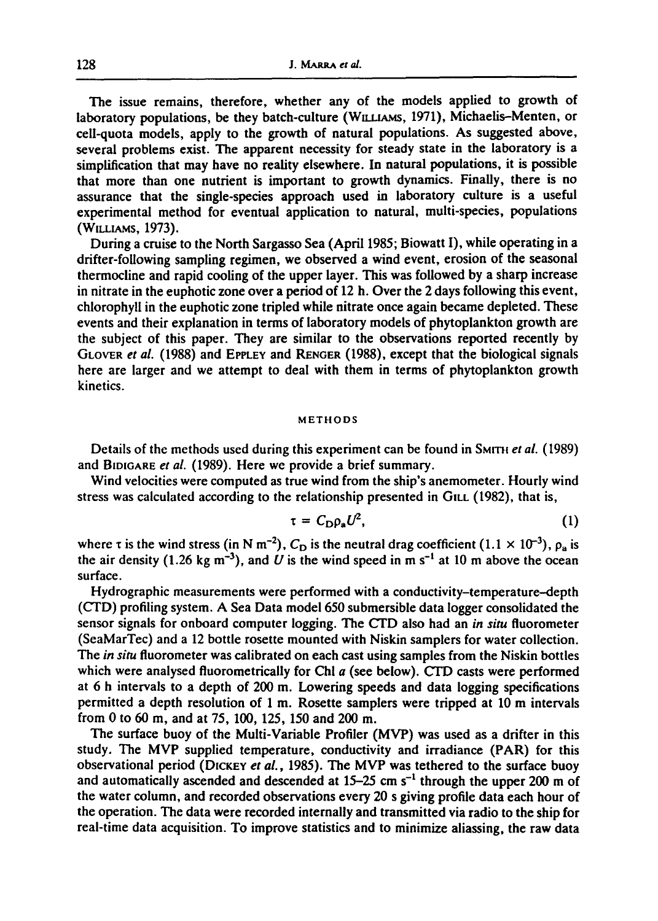The issue remains, therefore, whether any of the models applied to growth of laboratory populations, be they batch-culture (WILLIAMS, 1971), Michaelis–Menten, or cell-quota models, apply to the growth of natural populations. As suggested above, several problems exist. The apparent necessity for steady state in the laboratory is a simplification that may have no reality elsewhere. In natural populations, it is possible that more than one nutrient is important to growth dynamics. Finally, there is no assurance that the single-species approach used in laboratory culture is a useful experimental method for eventual application to natural, multi-species, populations (WILLIAMS, 1973).

During a cruise to the North Sargasso Sea (April 1985; Biowatt I), while operating in a drifter-following sampling regimen, we observed a wind event, erosion of the seasonal thermocline and rapid cooling of the upper layer. This was followed by a sharp increase in nitrate in the euphotic zone over a period of 12 h. Over the 2 days following this event, chlorophyll in the euphotic zone tripled while nitrate once again became depleted. These events and their explanation in terms of laboratory models of phytoplankton growth are the subject of this paper. They are similar to the observations reported recently by GLOVER *et al.* (1988) and EPPLEY and RENGER (1988), except that the biological signals here are larger and we attempt to deal with them in terms of phytoplankton growth kinetics.

## METHODS

Details of the methods used during this experiment can be found in SMITH *et al.* (1989) and BIDIGARE *et al.* (1989). Here we provide a brief summary.

Wind velocities were computed as true wind from the ship's anemometer. Hourly wind stress was calculated according to the relationship presented in GILL (1982), that is,

$$\tau = C_D \rho_a U^2, \tag{1}$$

where $\tau$ is the wind stress (in N m$^{-2}$), $C_D$ is the neutral drag coefficient ($1.1 \times 10^{-3}$), $\rho_a$ is the air density (1.26 kg m$^{-3}$), and $U$ is the wind speed in m s$^{-1}$ at 10 m above the ocean surface.

Hydrographic measurements were performed with a conductivity–temperature–depth (CTD) profiling system. A Sea Data model 650 submersible data logger consolidated the sensor signals for onboard computer logging. The CTD also had an *in situ* fluorometer (SeaMarTec) and a 12 bottle rosette mounted with Niskin samplers for water collection. The *in situ* fluorometer was calibrated on each cast using samples from the Niskin bottles which were analysed fluorometrically for Chl *a* (see below). CTD casts were performed at 6 h intervals to a depth of 200 m. Lowering speeds and data logging specifications permitted a depth resolution of 1 m. Rosette samplers were tripped at 10 m intervals from 0 to 60 m, and at 75, 100, 125, 150 and 200 m.

The surface buoy of the Multi-Variable Profiler (MVP) was used as a drifter in this study. The MVP supplied temperature, conductivity and irradiance (PAR) for this observational period (DICKEY *et al.*, 1985). The MVP was tethered to the surface buoy and automatically ascended and descended at 15–25 cm s$^{-1}$ through the upper 200 m of the water column, and recorded observations every 20 s giving profile data each hour of the operation. The data were recorded internally and transmitted via radio to the ship for real-time data acquisition. To improve statistics and to minimize aliassing, the raw data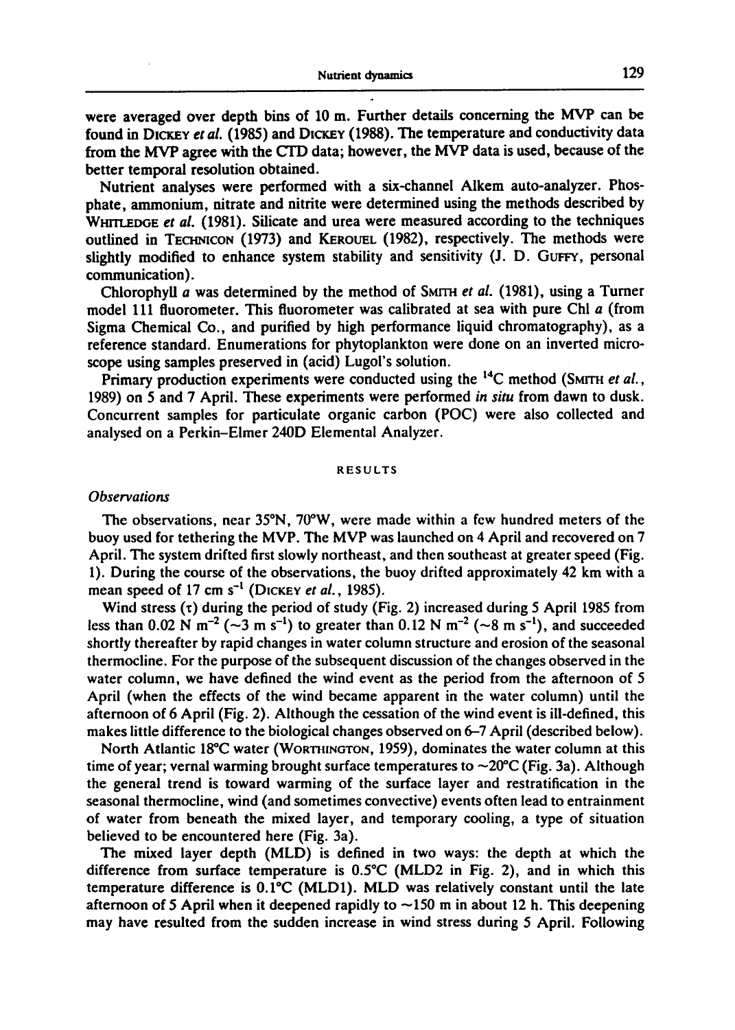were averaged over depth bins of 10 m. Further details concerning the MVP can be found in Dickey *et al.* (1985) and Dickey (1988). The temperature and conductivity data from the MVP agree with the CTD data; however, the MVP data is used, because of the better temporal resolution obtained.

Nutrient analyses were performed with a six-channel Alkem auto-analyzer. Phosphate, ammonium, nitrate and nitrite were determined using the methods described by Whitledge *et al.* (1981). Silicate and urea were measured according to the techniques outlined in Technicon (1973) and Kerouel (1982), respectively. The methods were slightly modified to enhance system stability and sensitivity (J. D. Guffy, personal communication).

Chlorophyll *a* was determined by the method of Smith *et al.* (1981), using a Turner model 111 fluorometer. This fluorometer was calibrated at sea with pure Chl *a* (from Sigma Chemical Co., and purified by high performance liquid chromatography), as a reference standard. Enumerations for phytoplankton were done on an inverted microscope using samples preserved in (acid) Lugol's solution.

Primary production experiments were conducted using the $^{14}C$ method (Smith *et al.*, 1989) on 5 and 7 April. These experiments were performed *in situ* from dawn to dusk. Concurrent samples for particulate organic carbon (POC) were also collected and analysed on a Perkin–Elmer 240D Elemental Analyzer.

## RESULTS

### *Observations*

The observations, near 35°N, 70°W, were made within a few hundred meters of the buoy used for tethering the MVP. The MVP was launched on 4 April and recovered on 7 April. The system drifted first slowly northeast, and then southeast at greater speed (Fig. 1). During the course of the observations, the buoy drifted approximately 42 km with a mean speed of 17 cm $s^{-1}$ (Dickey *et al.*, 1985).

Wind stress ($\tau$) during the period of study (Fig. 2) increased during 5 April 1985 from less than 0.02 N $m^{-2}$ (~3 m $s^{-1}$) to greater than 0.12 N $m^{-2}$ (~8 m $s^{-1}$), and succeeded shortly thereafter by rapid changes in water column structure and erosion of the seasonal thermocline. For the purpose of the subsequent discussion of the changes observed in the water column, we have defined the wind event as the period from the afternoon of 5 April (when the effects of the wind became apparent in the water column) until the afternoon of 6 April (Fig. 2). Although the cessation of the wind event is ill-defined, this makes little difference to the biological changes observed on 6–7 April (described below).

North Atlantic 18°C water (Worthington, 1959), dominates the water column at this time of year; vernal warming brought surface temperatures to ~20°C (Fig. 3a). Although the general trend is toward warming of the surface layer and restratification in the seasonal thermocline, wind (and sometimes convective) events often lead to entrainment of water from beneath the mixed layer, and temporary cooling, a type of situation believed to be encountered here (Fig. 3a).

The mixed layer depth (MLD) is defined in two ways: the depth at which the difference from surface temperature is 0.5°C (MLD2 in Fig. 2), and in which this temperature difference is 0.1°C (MLD1). MLD was relatively constant until the late afternoon of 5 April when it deepened rapidly to ~150 m in about 12 h. This deepening may have resulted from the sudden increase in wind stress during 5 April. Following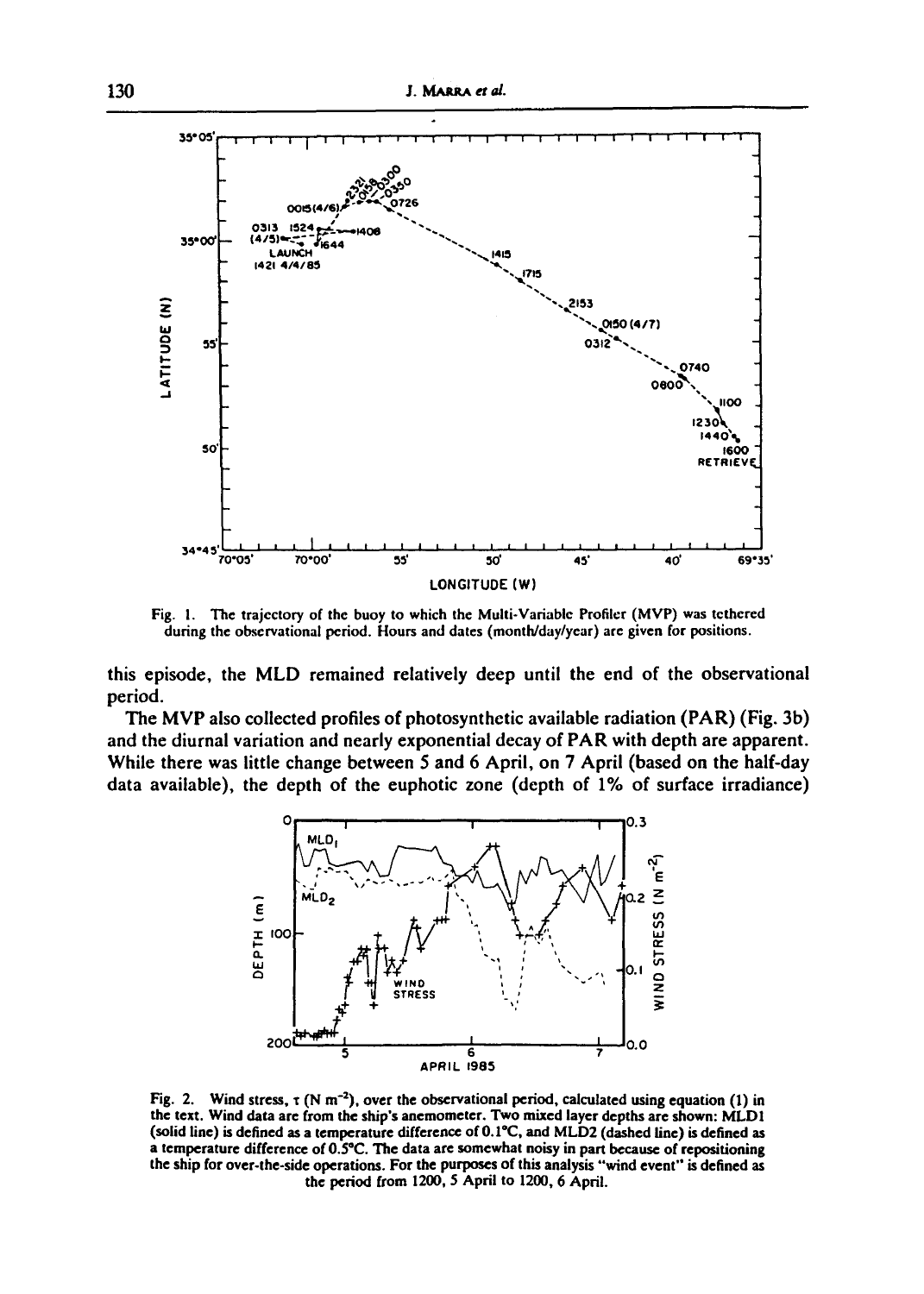Fig. 1. The trajectory of the buoy to which the Multi-Variable Profiler (MVP) was tethered during the observational period. Hours and dates (month/day/year) are given for positions.

this episode, the MLD remained relatively deep until the end of the observational period.

The MVP also collected profiles of photosynthetic available radiation (PAR) (Fig. 3b) and the diurnal variation and nearly exponential decay of PAR with depth are apparent. While there was little change between 5 and 6 April, on 7 April (based on the half-day data available), the depth of the euphotic zone (depth of 1% of surface irradiance)

Fig. 2. Wind stress, $\tau$ (N $m^{-2}$), over the observational period, calculated using equation (1) in the text. Wind data are from the ship's anemometer. Two mixed layer depths are shown: MLD1 (solid line) is defined as a temperature difference of 0.1°C, and MLD2 (dashed line) is defined as a temperature difference of 0.5°C. The data are somewhat noisy in part because of repositioning the ship for over-the-side operations. For the purposes of this analysis "wind event" is defined as the period from 1200, 5 April to 1200, 6 April.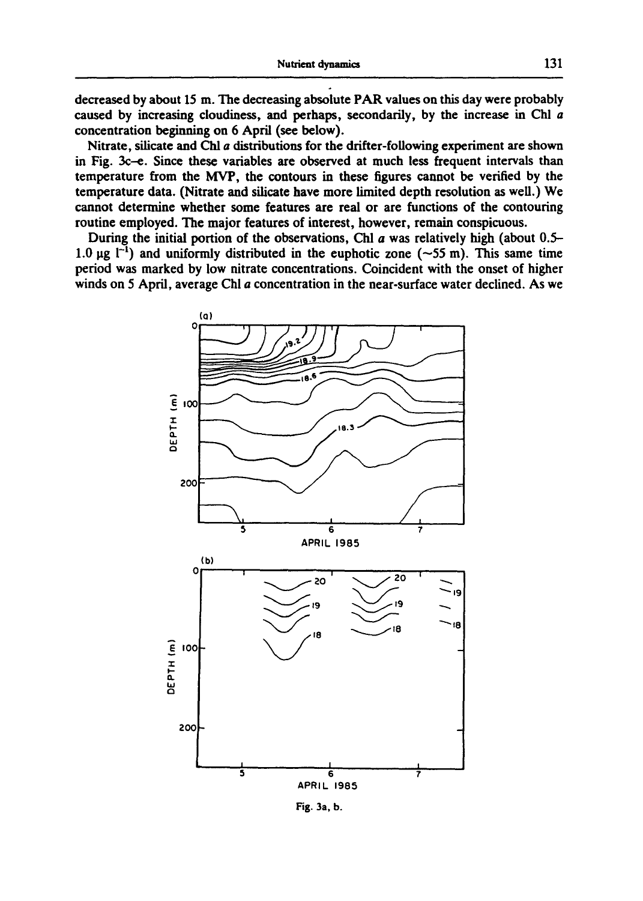decreased by about 15 m. The decreasing absolute PAR values on this day were probably caused by increasing cloudiness, and perhaps, secondarily, by the increase in Chl *a* concentration beginning on 6 April (see below).

Nitrate, silicate and Chl *a* distributions for the drifter-following experiment are shown in Fig. 3c–e. Since these variables are observed at much less frequent intervals than temperature from the MVP, the contours in these figures cannot be verified by the temperature data. (Nitrate and silicate have more limited depth resolution as well.) We cannot determine whether some features are real or are functions of the contouring routine employed. The major features of interest, however, remain conspicuous.

During the initial portion of the observations, Chl *a* was relatively high (about 0.5–1.0 $\mu g\ l^{-1}$) and uniformly distributed in the euphotic zone (~55 m). This same time period was marked by low nitrate concentrations. Coincident with the onset of higher winds on 5 April, average Chl *a* concentration in the near-surface water declined. As we

Fig. 3a, b.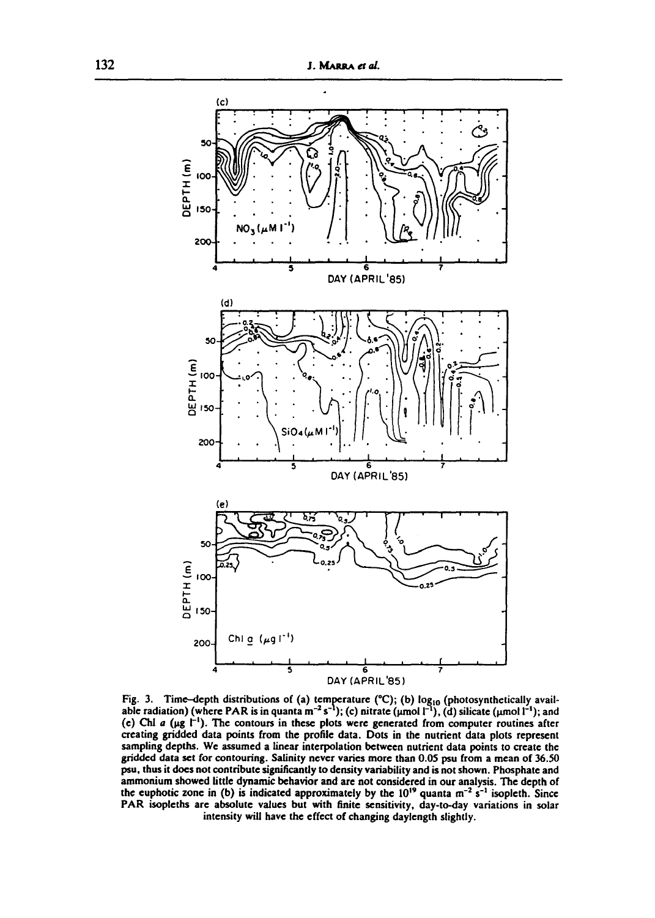Fig. 3. Time–depth distributions of (a) temperature (°C); (b) $\log_{10}$ (photosynthetically available radiation) (where PAR is in quanta $m^{-2} s^{-1}$); (c) nitrate (μmol $l^{-1}$), (d) silicate (μmol $l^{-1}$); and (e) Chl *a* (μg $l^{-1}$). The contours in these plots were generated from computer routines after creating gridded data points from the profile data. Dots in the nutrient data plots represent sampling depths. We assumed a linear interpolation between nutrient data points to create the gridded data set for contouring. Salinity never varies more than 0.05 psu from a mean of 36.50 psu, thus it does not contribute significantly to density variability and is not shown. Phosphate and ammonium showed little dynamic behavior and are not considered in our analysis. The depth of the euphotic zone in (b) is indicated approximately by the $10^{19}$ quanta $m^{-2} s^{-1}$ isopleth. Since PAR isopleths are absolute values but with finite sensitivity, day-to-day variations in solar intensity will have the effect of changing daylength slightly.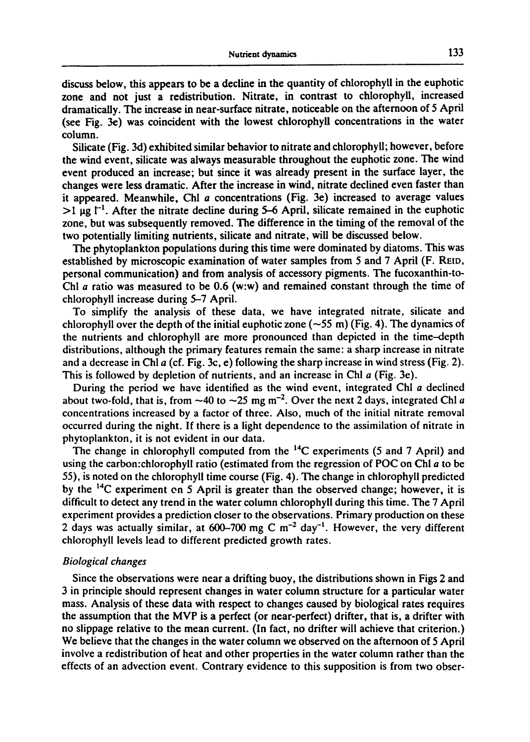discuss below, this appears to be a decline in the quantity of chlorophyll in the euphotic zone and not just a redistribution. Nitrate, in contrast to chlorophyll, increased dramatically. The increase in near-surface nitrate, noticeable on the afternoon of 5 April (see Fig. 3e) was coincident with the lowest chlorophyll concentrations in the water column.

Silicate (Fig. 3d) exhibited similar behavior to nitrate and chlorophyll; however, before the wind event, silicate was always measurable throughout the euphotic zone. The wind event produced an increase; but since it was already present in the surface layer, the changes were less dramatic. After the increase in wind, nitrate declined even faster than it appeared. Meanwhile, Chl *a* concentrations (Fig. 3e) increased to average values >1 μg $l^{-1}$. After the nitrate decline during 5–6 April, silicate remained in the euphotic zone, but was subsequently removed. The difference in the timing of the removal of the two potentially limiting nutrients, silicate and nitrate, will be discussed below.

The phytoplankton populations during this time were dominated by diatoms. This was established by microscopic examination of water samples from 5 and 7 April (F. Reid, personal communication) and from analysis of accessory pigments. The fucoxanthin-to-Chl *a* ratio was measured to be 0.6 (w:w) and remained constant through the time of chlorophyll increase during 5–7 April.

To simplify the analysis of these data, we have integrated nitrate, silicate and chlorophyll over the depth of the initial euphotic zone (~55 m) (Fig. 4). The dynamics of the nutrients and chlorophyll are more pronounced than depicted in the time–depth distributions, although the primary features remain the same: a sharp increase in nitrate and a decrease in Chl *a* (cf. Fig. 3c, e) following the sharp increase in wind stress (Fig. 2). This is followed by depletion of nutrients, and an increase in Chl *a* (Fig. 3e).

During the period we have identified as the wind event, integrated Chl *a* declined about two-fold, that is, from ~40 to ~25 mg $m^{-2}$. Over the next 2 days, integrated Chl *a* concentrations increased by a factor of three. Also, much of the initial nitrate removal occurred during the night. If there is a light dependence to the assimilation of nitrate in phytoplankton, it is not evident in our data.

The change in chlorophyll computed from the $^{14}C$ experiments (5 and 7 April) and using the carbon:chlorophyll ratio (estimated from the regression of POC on Chl *a* to be 55), is noted on the chlorophyll time course (Fig. 4). The change in chlorophyll predicted by the $^{14}C$ experiment on 5 April is greater than the observed change; however, it is difficult to detect any trend in the water column chlorophyll during this time. The 7 April experiment provides a prediction closer to the observations. Primary production on these 2 days was actually similar, at 600–700 mg C $m^{-2}$ $day^{-1}$. However, the very different chlorophyll levels lead to different predicted growth rates.

### *Biological changes*

Since the observations were near a drifting buoy, the distributions shown in Figs 2 and 3 in principle should represent changes in water column structure for a particular water mass. Analysis of these data with respect to changes caused by biological rates requires the assumption that the MVP is a perfect (or near-perfect) drifter, that is, a drifter with no slippage relative to the mean current. (In fact, no drifter will achieve that criterion.) We believe that the changes in the water column we observed on the afternoon of 5 April involve a redistribution of heat and other properties in the water column rather than the effects of an advection event. Contrary evidence to this supposition is from two obser-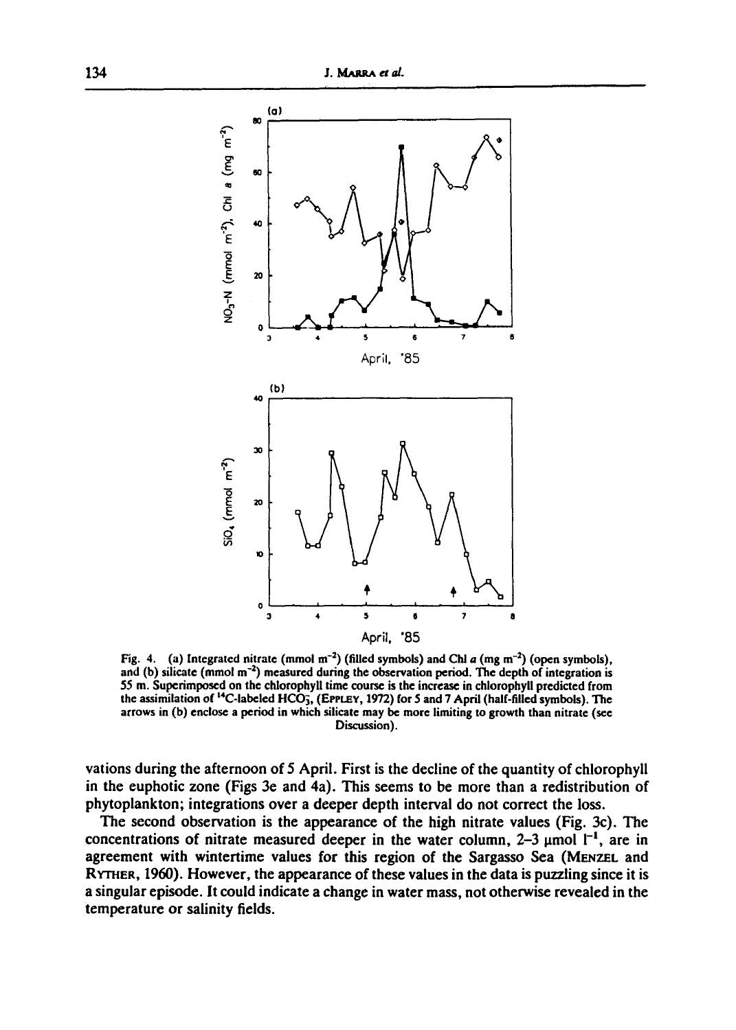Fig. 4. (a) Integrated nitrate (mmol $m^{-2}$) (filled symbols) and Chl *a* (mg $m^{-2}$) (open symbols), and (b) silicate (mmol $m^{-2}$) measured during the observation period. The depth of integration is 55 m. Superimposed on the chlorophyll time course is the increase in chlorophyll predicted from the assimilation of $^{14}$C-labeled $HCO_3^-$, (Eppley, 1972) for 5 and 7 April (half-filled symbols). The arrows in (b) enclose a period in which silicate may be more limiting to growth than nitrate (see Discussion).

vations during the afternoon of 5 April. First is the decline of the quantity of chlorophyll in the euphotic zone (Figs 3e and 4a). This seems to be more than a redistribution of phytoplankton; integrations over a deeper depth interval do not correct the loss.

The second observation is the appearance of the high nitrate values (Fig. 3c). The concentrations of nitrate measured deeper in the water column, 2–3 μmol $l^{-1}$, are in agreement with wintertime values for this region of the Sargasso Sea (Menzel and Ryther, 1960). However, the appearance of these values in the data is puzzling since it is a singular episode. It could indicate a change in water mass, not otherwise revealed in the temperature or salinity fields.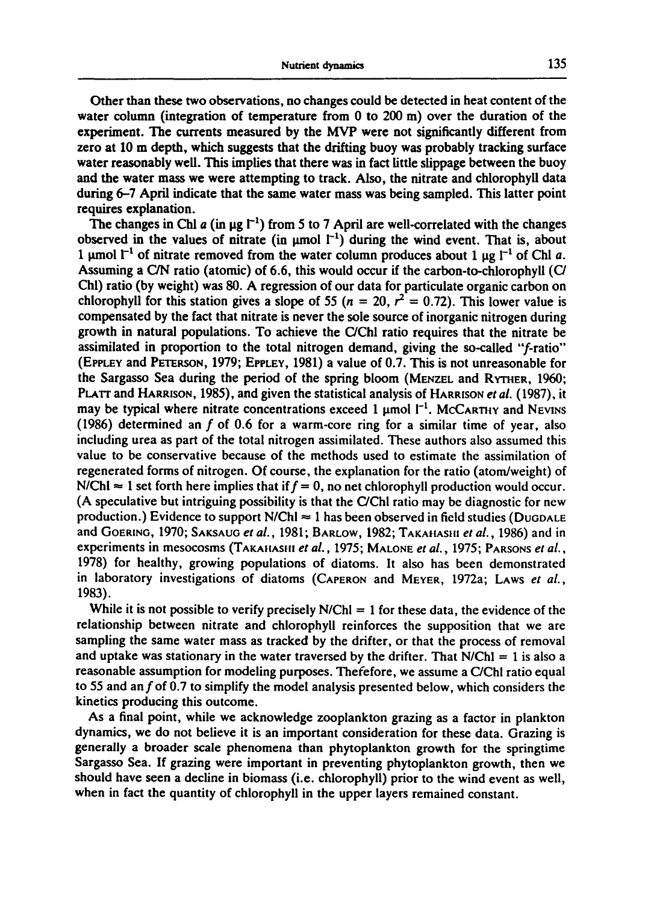Other than these two observations, no changes could be detected in heat content of the water column (integration of temperature from 0 to 200 m) over the duration of the experiment. The currents measured by the MVP were not significantly different from zero at 10 m depth, which suggests that the drifting buoy was probably tracking surface water reasonably well. This implies that there was in fact little slippage between the buoy and the water mass we were attempting to track. Also, the nitrate and chlorophyll data during 6–7 April indicate that the same water mass was being sampled. This latter point requires explanation.

The changes in Chl *a* (in $\mu g\ l^{-1}$) from 5 to 7 April are well-correlated with the changes observed in the values of nitrate (in $\mu mol\ l^{-1}$) during the wind event. That is, about 1 $\mu mol\ l^{-1}$ of nitrate removed from the water column produces about 1 $\mu g\ l^{-1}$ of Chl *a*. Assuming a C/N ratio (atomic) of 6.6, this would occur if the carbon-to-chlorophyll (C/Chl) ratio (by weight) was 80. A regression of our data for particulate organic carbon on chlorophyll for this station gives a slope of 55 ($n = 20$, $r^2 = 0.72$). This lower value is compensated by the fact that nitrate is never the sole source of inorganic nitrogen during growth in natural populations. To achieve the C/Chl ratio requires that the nitrate be assimilated in proportion to the total nitrogen demand, giving the so-called "*f*-ratio" (Eppley and Peterson, 1979; Eppley, 1981) a value of 0.7. This is not unreasonable for the Sargasso Sea during the period of the spring bloom (Menzel and Ryther, 1960; Platt and Harrison, 1985), and given the statistical analysis of Harrison *et al.* (1987), it may be typical where nitrate concentrations exceed 1 $\mu mol\ l^{-1}$. McCarthy and Nevins (1986) determined an *f* of 0.6 for a warm-core ring for a similar time of year, also including urea as part of the total nitrogen assimilated. These authors also assumed this value to be conservative because of the methods used to estimate the assimilation of regenerated forms of nitrogen. Of course, the explanation for the ratio (atom/weight) of N/Chl $\approx$ 1 set forth here implies that if $f = 0$, no net chlorophyll production would occur. (A speculative but intriguing possibility is that the C/Chl ratio may be diagnostic for new production.) Evidence to support N/Chl $\approx$ 1 has been observed in field studies (Dugdale and Goering, 1970; Saksaug *et al.*, 1981; Barlow, 1982; Takahashi *et al.*, 1986) and in experiments in mesocosms (Takahashi *et al.*, 1975; Malone *et al.*, 1975; Parsons *et al.*, 1978) for healthy, growing populations of diatoms. It also has been demonstrated in laboratory investigations of diatoms (Caperon and Meyer, 1972a; Laws *et al.*, 1983).

While it is not possible to verify precisely N/Chl = 1 for these data, the evidence of the relationship between nitrate and chlorophyll reinforces the supposition that we are sampling the same water mass as tracked by the drifter, or that the process of removal and uptake was stationary in the water traversed by the drifter. That N/Chl = 1 is also a reasonable assumption for modeling purposes. Therefore, we assume a C/Chl ratio equal to 55 and an *f* of 0.7 to simplify the model analysis presented below, which considers the kinetics producing this outcome.

As a final point, while we acknowledge zooplankton grazing as a factor in plankton dynamics, we do not believe it is an important consideration for these data. Grazing is generally a broader scale phenomena than phytoplankton growth for the springtime Sargasso Sea. If grazing were important in preventing phytoplankton growth, then we should have seen a decline in biomass (i.e. chlorophyll) prior to the wind event as well, when in fact the quantity of chlorophyll in the upper layers remained constant.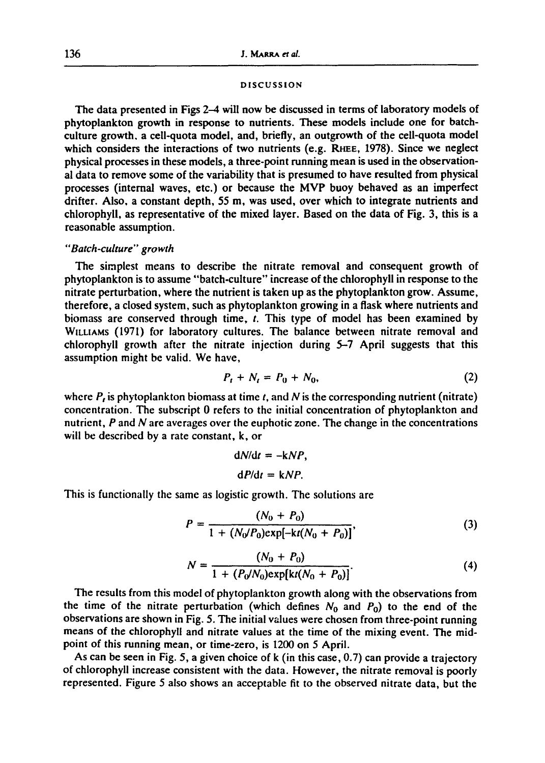## DISCUSSION

The data presented in Figs 2–4 will now be discussed in terms of laboratory models of phytoplankton growth in response to nutrients. These models include one for batch-culture growth, a cell-quota model, and, briefly, an outgrowth of the cell-quota model which considers the interactions of two nutrients (e.g. RHEE, 1978). Since we neglect physical processes in these models, a three-point running mean is used in the observational data to remove some of the variability that is presumed to have resulted from physical processes (internal waves, etc.) or because the MVP buoy behaved as an imperfect drifter. Also, a constant depth, 55 m, was used, over which to integrate nutrients and chlorophyll, as representative of the mixed layer. Based on the data of Fig. 3, this is a reasonable assumption.

### *"Batch-culture" growth*

The simplest means to describe the nitrate removal and consequent growth of phytoplankton is to assume "batch-culture" increase of the chlorophyll in response to the nitrate perturbation, where the nutrient is taken up as the phytoplankton grow. Assume, therefore, a closed system, such as phytoplankton growing in a flask where nutrients and biomass are conserved through time, $t$. This type of model has been examined by WILLIAMS (1971) for laboratory cultures. The balance between nitrate removal and chlorophyll growth after the nitrate injection during 5–7 April suggests that this assumption might be valid. We have,

$$P_t + N_t = P_0 + N_0, \tag{2}$$

where $P_t$ is phytoplankton biomass at time $t$, and $N$ is the corresponding nutrient (nitrate) concentration. The subscript 0 refers to the initial concentration of phytoplankton and nutrient, $P$ and $N$ are averages over the euphotic zone. The change in the concentrations will be described by a rate constant, k, or

$$\mathrm{d}N/\mathrm{d}t = -\mathrm{k}NP,$$

$$\mathrm{d}P/\mathrm{d}t = \mathrm{k}NP.$$

This is functionally the same as logistic growth. The solutions are

$$P = \frac{(N_0 + P_0)}{1 + (N_0/P_0)\exp[-\mathrm{k}t(N_0 + P_0)]}, \tag{3}$$

$$N = \frac{(N_0 + P_0)}{1 + (P_0/N_0)\exp[\mathrm{k}t(N_0 + P_0)]}. \tag{4}$$

The results from this model of phytoplankton growth along with the observations from the time of the nitrate perturbation (which defines $N_0$ and $P_0$) to the end of the observations are shown in Fig. 5. The initial values were chosen from three-point running means of the chlorophyll and nitrate values at the time of the mixing event. The mid-point of this running mean, or time-zero, is 1200 on 5 April.

As can be seen in Fig. 5, a given choice of k (in this case, 0.7) can provide a trajectory of chlorophyll increase consistent with the data. However, the nitrate removal is poorly represented. Figure 5 also shows an acceptable fit to the observed nitrate data, but the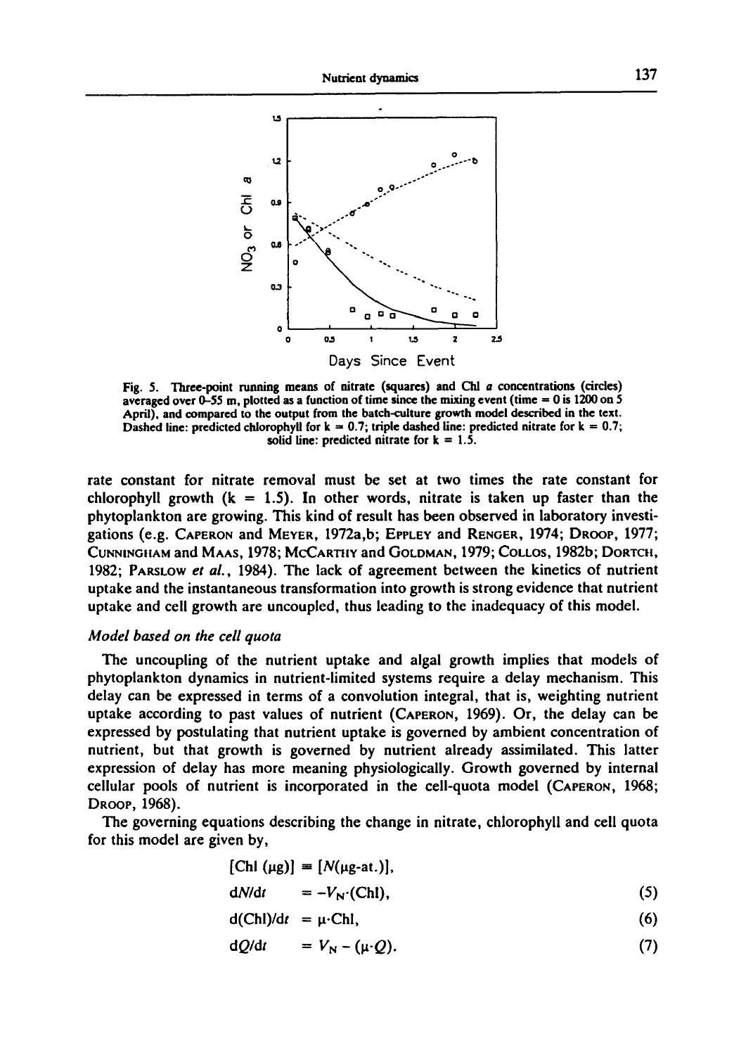Fig. 5. Three-point running means of nitrate (squares) and Chl *a* concentrations (circles) averaged over 0–55 m, plotted as a function of time since the mixing event (time = 0 is 1200 on 5 April), and compared to the output from the batch-culture growth model described in the text. Dashed line: predicted chlorophyll for k = 0.7; triple dashed line: predicted nitrate for k = 0.7; solid line: predicted nitrate for k = 1.5.

rate constant for nitrate removal must be set at two times the rate constant for chlorophyll growth (k = 1.5). In other words, nitrate is taken up faster than the phytoplankton are growing. This kind of result has been observed in laboratory investigations (e.g. CAPERON and MEYER, 1972a,b; EPPLEY and RENGER, 1974; DROOP, 1977; CUNNINGHAM and MAAS, 1978; MCCARTHY and GOLDMAN, 1979; COLLOS, 1982b; DORTCH, 1982; PARSLOW *et al.*, 1984). The lack of agreement between the kinetics of nutrient uptake and the instantaneous transformation into growth is strong evidence that nutrient uptake and cell growth are uncoupled, thus leading to the inadequacy of this model.

### *Model based on the cell quota*

The uncoupling of the nutrient uptake and algal growth implies that models of phytoplankton dynamics in nutrient-limited systems require a delay mechanism. This delay can be expressed in terms of a convolution integral, that is, weighting nutrient uptake according to past values of nutrient (CAPERON, 1969). Or, the delay can be expressed by postulating that nutrient uptake is governed by ambient concentration of nutrient, but that growth is governed by nutrient already assimilated. This latter expression of delay has more meaning physiologically. Growth governed by internal cellular pools of nutrient is incorporated in the cell-quota model (CAPERON, 1968; DROOP, 1968).

The governing equations describing the change in nitrate, chlorophyll and cell quota for this model are given by,

$$[\mathrm{Chl}\ (\mu\mathrm{g})] \equiv [N(\mu\mathrm{g\text{-}at.})],$$

$$\mathrm{d}N/\mathrm{d}t = -V_N \cdot (\mathrm{Chl}), \tag{5}$$

$$\mathrm{d(Chl)}/\mathrm{d}t = \mu \cdot \mathrm{Chl}, \tag{6}$$

$$\mathrm{d}Q/\mathrm{d}t = V_N - (\mu \cdot Q). \tag{7}$$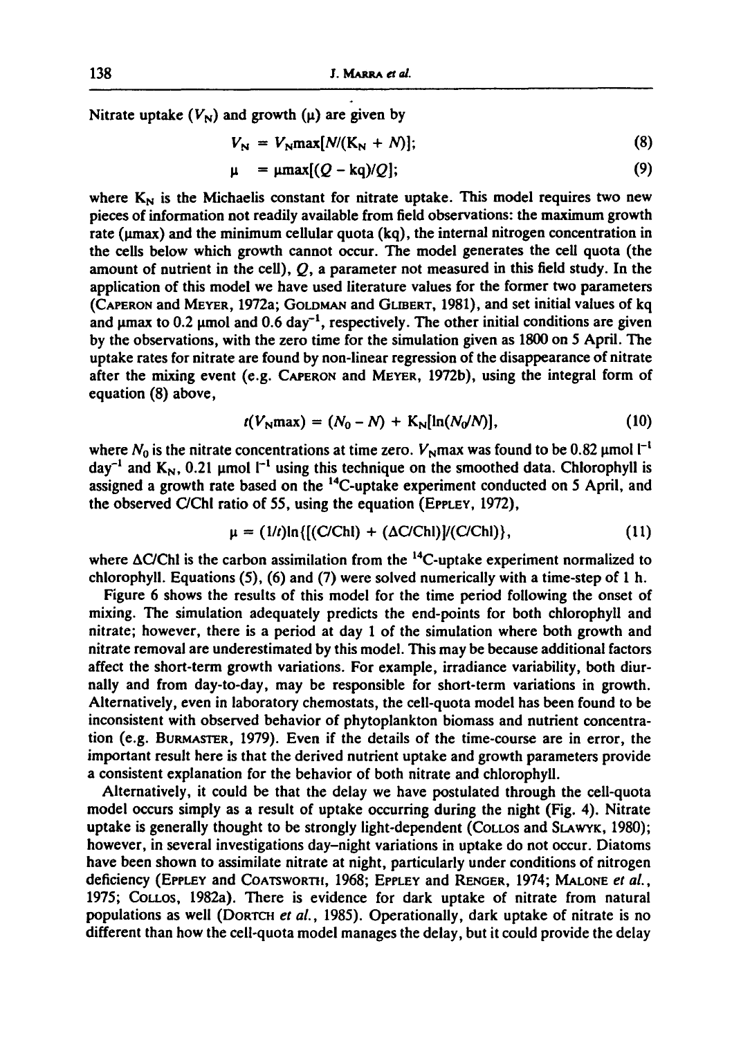Nitrate uptake ($V_N$) and growth ($\mu$) are given by

$$V_N = V_N\text{max}[N/(K_N + N)]; \tag{8}$$

$$\mu = \mu\text{max}[(Q - \text{kq})/Q]; \tag{9}$$

where $K_N$ is the Michaelis constant for nitrate uptake. This model requires two new pieces of information not readily available from field observations: the maximum growth rate ($\mu$max) and the minimum cellular quota (kq), the internal nitrogen concentration in the cells below which growth cannot occur. The model generates the cell quota (the amount of nutrient in the cell), $Q$, a parameter not measured in this field study. In the application of this model we have used literature values for the former two parameters (Caperon and Meyer, 1972a; Goldman and Glibert, 1981), and set initial values of kq and $\mu$max to 0.2 µmol and 0.6 day$^{-1}$, respectively. The other initial conditions are given by the observations, with the zero time for the simulation given as 1800 on 5 April. The uptake rates for nitrate are found by non-linear regression of the disappearance of nitrate after the mixing event (e.g. Caperon and Meyer, 1972b), using the integral form of equation (8) above,

$$t(V_N\text{max}) = (N_0 - N) + K_N[\ln(N_0/N)], \tag{10}$$

where $N_0$ is the nitrate concentrations at time zero. $V_N$max was found to be 0.82 µmol l$^{-1}$ day$^{-1}$ and $K_N$, 0.21 µmol l$^{-1}$ using this technique on the smoothed data. Chlorophyll is assigned a growth rate based on the $^{14}$C-uptake experiment conducted on 5 April, and the observed C/Chl ratio of 55, using the equation (Eppley, 1972),

$$\mu = (1/t)\ln\{[(\text{C/Chl}) + (\Delta\text{C/Chl})]/(\text{C/Chl})\}, \tag{11}$$

where $\Delta$C/Chl is the carbon assimilation from the $^{14}$C-uptake experiment normalized to chlorophyll. Equations (5), (6) and (7) were solved numerically with a time-step of 1 h.

Figure 6 shows the results of this model for the time period following the onset of mixing. The simulation adequately predicts the end-points for both chlorophyll and nitrate; however, there is a period at day 1 of the simulation where both growth and nitrate removal are underestimated by this model. This may be because additional factors affect the short-term growth variations. For example, irradiance variability, both diurnally and from day-to-day, may be responsible for short-term variations in growth. Alternatively, even in laboratory chemostats, the cell-quota model has been found to be inconsistent with observed behavior of phytoplankton biomass and nutrient concentration (e.g. Burmaster, 1979). Even if the details of the time-course are in error, the important result here is that the derived nutrient uptake and growth parameters provide a consistent explanation for the behavior of both nitrate and chlorophyll.

Alternatively, it could be that the delay we have postulated through the cell-quota model occurs simply as a result of uptake occurring during the night (Fig. 4). Nitrate uptake is generally thought to be strongly light-dependent (Collos and Slawyk, 1980); however, in several investigations day–night variations in uptake do not occur. Diatoms have been shown to assimilate nitrate at night, particularly under conditions of nitrogen deficiency (Eppley and Coatsworth, 1968; Eppley and Renger, 1974; Malone *et al.*, 1975; Collos, 1982a). There is evidence for dark uptake of nitrate from natural populations as well (Dortch *et al.*, 1985). Operationally, dark uptake of nitrate is no different than how the cell-quota model manages the delay, but it could provide the delay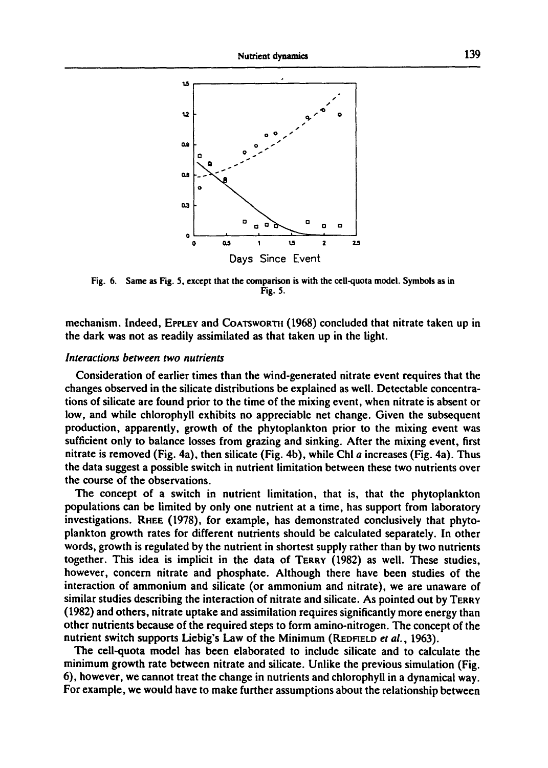Fig. 6. Same as Fig. 5, except that the comparison is with the cell-quota model. Symbols as in Fig. 5.

mechanism. Indeed, EPPLEY and COATSWORTH (1968) concluded that nitrate taken up in the dark was not as readily assimilated as that taken up in the light.

*Interactions between two nutrients*

Consideration of earlier times than the wind-generated nitrate event requires that the changes observed in the silicate distributions be explained as well. Detectable concentrations of silicate are found prior to the time of the mixing event, when nitrate is absent or low, and while chlorophyll exhibits no appreciable net change. Given the subsequent production, apparently, growth of the phytoplankton prior to the mixing event was sufficient only to balance losses from grazing and sinking. After the mixing event, first nitrate is removed (Fig. 4a), then silicate (Fig. 4b), while Chl *a* increases (Fig. 4a). Thus the data suggest a possible switch in nutrient limitation between these two nutrients over the course of the observations.

The concept of a switch in nutrient limitation, that is, that the phytoplankton populations can be limited by only one nutrient at a time, has support from laboratory investigations. RHEE (1978), for example, has demonstrated conclusively that phytoplankton growth rates for different nutrients should be calculated separately. In other words, growth is regulated by the nutrient in shortest supply rather than by two nutrients together. This idea is implicit in the data of TERRY (1982) as well. These studies, however, concern nitrate and phosphate. Although there have been studies of the interaction of ammonium and silicate (or ammonium and nitrate), we are unaware of similar studies describing the interaction of nitrate and silicate. As pointed out by TERRY (1982) and others, nitrate uptake and assimilation requires significantly more energy than other nutrients because of the required steps to form amino-nitrogen. The concept of the nutrient switch supports Liebig's Law of the Minimum (REDFIELD *et al.*, 1963).

The cell-quota model has been elaborated to include silicate and to calculate the minimum growth rate between nitrate and silicate. Unlike the previous simulation (Fig. 6), however, we cannot treat the change in nutrients and chlorophyll in a dynamical way. For example, we would have to make further assumptions about the relationship between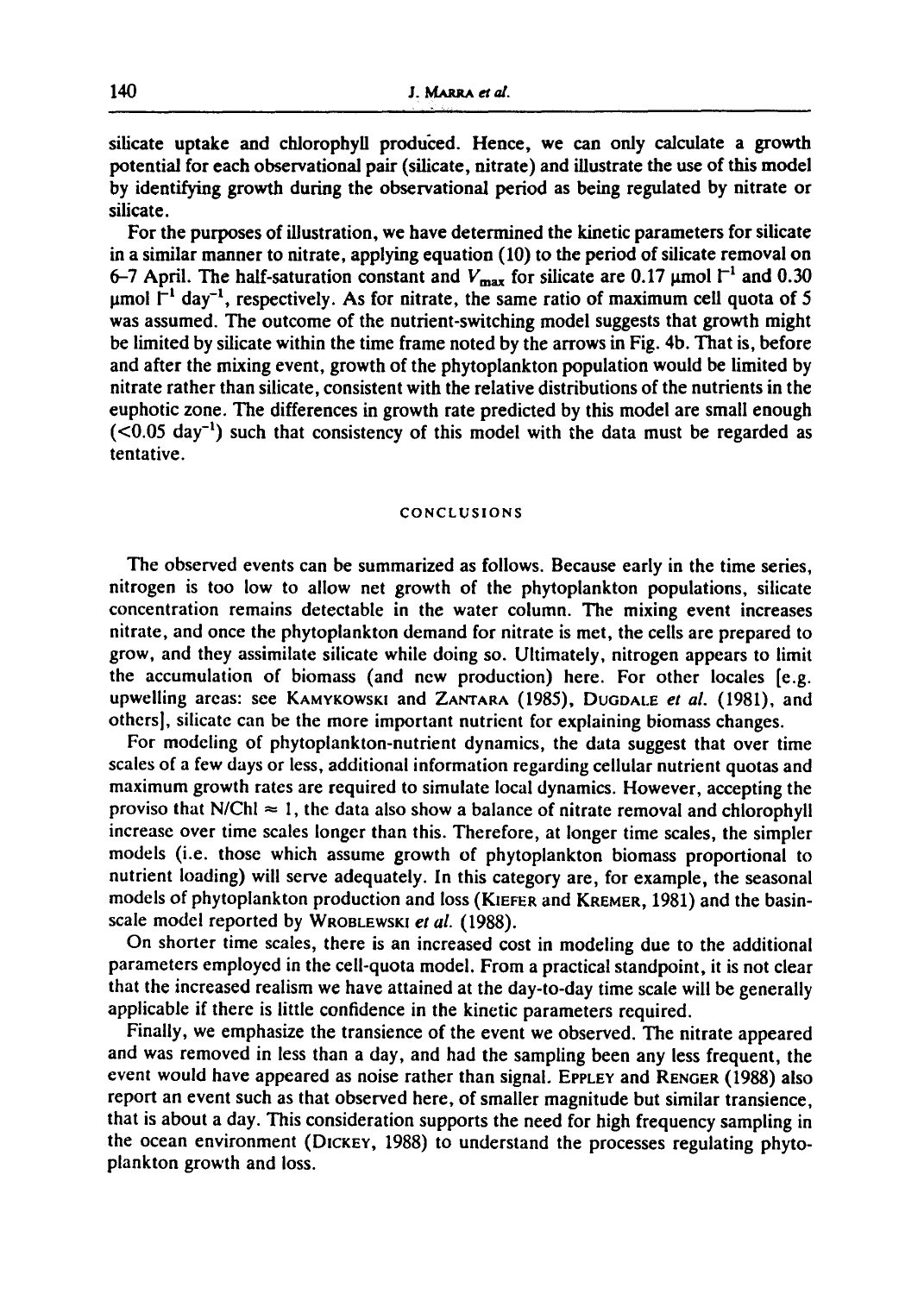silicate uptake and chlorophyll produced. Hence, we can only calculate a growth potential for each observational pair (silicate, nitrate) and illustrate the use of this model by identifying growth during the observational period as being regulated by nitrate or silicate.

For the purposes of illustration, we have determined the kinetic parameters for silicate in a similar manner to nitrate, applying equation (10) to the period of silicate removal on 6–7 April. The half-saturation constant and $V_{max}$ for silicate are 0.17 $\mu mol\ l^{-1}$ and 0.30 $\mu mol\ l^{-1}\ day^{-1}$, respectively. As for nitrate, the same ratio of maximum cell quota of 5 was assumed. The outcome of the nutrient-switching model suggests that growth might be limited by silicate within the time frame noted by the arrows in Fig. 4b. That is, before and after the mixing event, growth of the phytoplankton population would be limited by nitrate rather than silicate, consistent with the relative distributions of the nutrients in the euphotic zone. The differences in growth rate predicted by this model are small enough ($<0.05\ day^{-1}$) such that consistency of this model with the data must be regarded as tentative.

## CONCLUSIONS

The observed events can be summarized as follows. Because early in the time series, nitrogen is too low to allow net growth of the phytoplankton populations, silicate concentration remains detectable in the water column. The mixing event increases nitrate, and once the phytoplankton demand for nitrate is met, the cells are prepared to grow, and they assimilate silicate while doing so. Ultimately, nitrogen appears to limit the accumulation of biomass (and new production) here. For other locales [e.g. upwelling areas: see KAMYKOWSKI and ZANTARA (1985), DUGDALE *et al.* (1981), and others], silicate can be the more important nutrient for explaining biomass changes.

For modeling of phytoplankton-nutrient dynamics, the data suggest that over time scales of a few days or less, additional information regarding cellular nutrient quotas and maximum growth rates are required to simulate local dynamics. However, accepting the proviso that $N/Chl \approx 1$, the data also show a balance of nitrate removal and chlorophyll increase over time scales longer than this. Therefore, at longer time scales, the simpler models (i.e. those which assume growth of phytoplankton biomass proportional to nutrient loading) will serve adequately. In this category are, for example, the seasonal models of phytoplankton production and loss (KIEFER and KREMER, 1981) and the basin-scale model reported by WROBLEWSKI *et al.* (1988).

On shorter time scales, there is an increased cost in modeling due to the additional parameters employed in the cell-quota model. From a practical standpoint, it is not clear that the increased realism we have attained at the day-to-day time scale will be generally applicable if there is little confidence in the kinetic parameters required.

Finally, we emphasize the transience of the event we observed. The nitrate appeared and was removed in less than a day, and had the sampling been any less frequent, the event would have appeared as noise rather than signal. EPPLEY and RENGER (1988) also report an event such as that observed here, of smaller magnitude but similar transience, that is about a day. This consideration supports the need for high frequency sampling in the ocean environment (DICKEY, 1988) to understand the processes regulating phytoplankton growth and loss.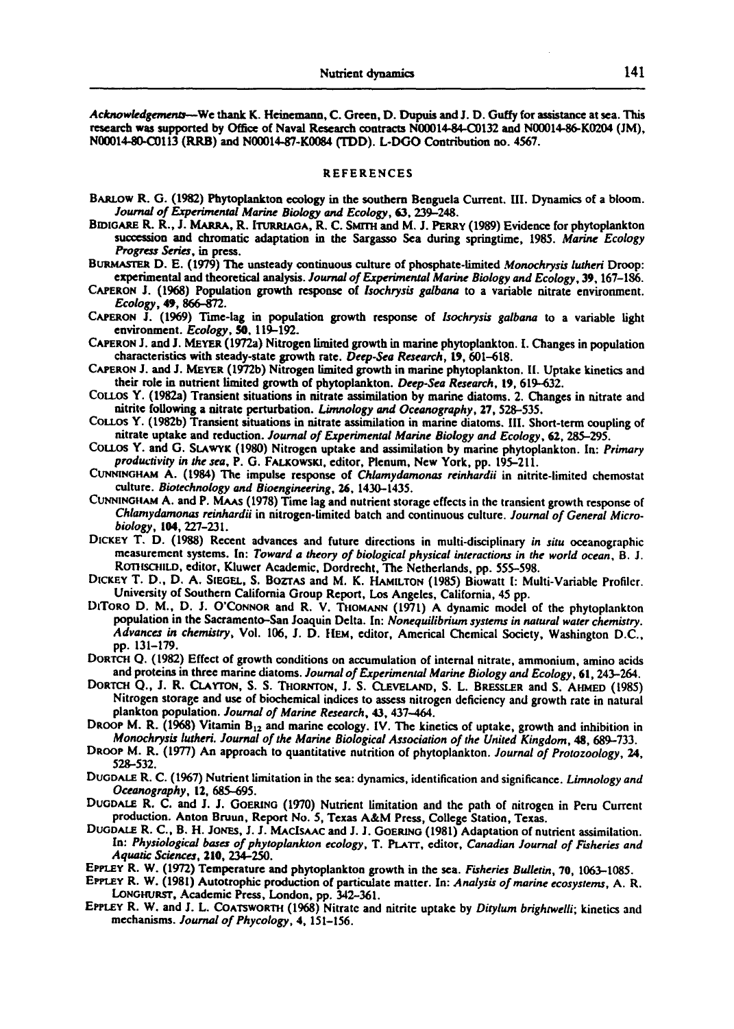*Acknowledgements*—We thank K. Heinemann, C. Green, D. Dupuis and J. D. Guffy for assistance at sea. This research was supported by Office of Naval Research contracts N00014-84-C0132 and N00014-86-K0204 (JM), N00014-80-C0113 (RRB) and N00014-87-K0084 (TDD). L-DGO Contribution no. 4567.

## REFERENCES

Barlow R. G. (1982) Phytoplankton ecology in the southern Benguela Current. III. Dynamics of a bloom. *Journal of Experimental Marine Biology and Ecology*, **63**, 239–248.

Bidigare R. R., J. Marra, R. Iturriaga, R. C. Smith and M. J. Perry (1989) Evidence for phytoplankton succession and chromatic adaptation in the Sargasso Sea during springtime, 1985. *Marine Ecology Progress Series*, in press.

Burmaster D. E. (1979) The unsteady continuous culture of phosphate-limited *Monochrysis lutheri* Droop: experimental and theoretical analysis. *Journal of Experimental Marine Biology and Ecology*, **39**, 167–186.

Caperon J. (1968) Population growth response of *Isochrysis galbana* to a variable nitrate environment. *Ecology*, **49**, 866–872.

Caperon J. (1969) Time-lag in population growth response of *Isochrysis galbana* to a variable light environment. *Ecology*, **50**, 119–192.

Caperon J. and J. Meyer (1972a) Nitrogen limited growth in marine phytoplankton. I. Changes in population characteristics with steady-state growth rate. *Deep-Sea Research*, **19**, 601–618.

Caperon J. and J. Meyer (1972b) Nitrogen limited growth in marine phytoplankton. II. Uptake kinetics and their role in nutrient limited growth of phytoplankton. *Deep-Sea Research*, **19**, 619–632.

Collos Y. (1982a) Transient situations in nitrate assimilation by marine diatoms. 2. Changes in nitrate and nitrite following a nitrate perturbation. *Limnology and Oceanography*, **27**, 528–535.

Collos Y. (1982b) Transient situations in nitrate assimilation in marine diatoms. III. Short-term coupling of nitrate uptake and reduction. *Journal of Experimental Marine Biology and Ecology*, **62**, 285–295.

Collos Y. and G. Slawyk (1980) Nitrogen uptake and assimilation by marine phytoplankton. In: *Primary productivity in the sea*, P. G. Falkowski, editor, Plenum, New York, pp. 195–211.

Cunningham A. (1984) The impulse response of *Chlamydamonas reinhardii* in nitrite-limited chemostat culture. *Biotechnology and Bioengineering*, **26**, 1430–1435.

Cunningham A. and P. Maas (1978) Time lag and nutrient storage effects in the transient growth response of *Chlamydamonas reinhardii* in nitrogen-limited batch and continuous culture. *Journal of General Microbiology*, **104**, 227–231.

Dickey T. D. (1988) Recent advances and future directions in multi-disciplinary *in situ* oceanographic measurement systems. In: *Toward a theory of biological physical interactions in the world ocean*, B. J. Rothschild, editor, Kluwer Academic, Dordrecht, The Netherlands, pp. 555–598.

Dickey T. D., D. A. Siegel, S. Boztas and M. K. Hamilton (1985) Biowatt I: Multi-Variable Profiler. University of Southern California Group Report, Los Angeles, California, 45 pp.

DiToro D. M., D. J. O'Connor and R. V. Thomann (1971) A dynamic model of the phytoplankton population in the Sacramento–San Joaquin Delta. In: *Nonequilibrium systems in natural water chemistry. Advances in chemistry*, Vol. 106, J. D. Hem, editor, Americal Chemical Society, Washington D.C., pp. 131–179.

Dortch Q. (1982) Effect of growth conditions on accumulation of internal nitrate, ammonium, amino acids and proteins in three marine diatoms. *Journal of Experimental Marine Biology and Ecology*, **61**, 243–264.

Dortch Q., J. R. Clayton, S. S. Thornton, J. S. Cleveland, S. L. Bressler and S. Ahmed (1985) Nitrogen storage and use of biochemical indices to assess nitrogen deficiency and growth rate in natural plankton population. *Journal of Marine Research*, **43**, 437–464.

Droop M. R. (1968) Vitamin $B_{12}$ and marine ecology. IV. The kinetics of uptake, growth and inhibition in *Monochrysis lutheri*. *Journal of the Marine Biological Association of the United Kingdom*, **48**, 689–733.

Droop M. R. (1977) An approach to quantitative nutrition of phytoplankton. *Journal of Protozoology*, **24**, 528–532.

Dugdale R. C. (1967) Nutrient limitation in the sea: dynamics, identification and significance. *Limnology and Oceanography*, **12**, 685–695.

Dugdale R. C. and J. J. Goering (1970) Nutrient limitation and the path of nitrogen in Peru Current production. Anton Bruun, Report No. 5, Texas A&M Press, College Station, Texas.

Dugdale R. C., B. H. Jones, J. J. MacIsaac and J. J. Goering (1981) Adaptation of nutrient assimilation. In: *Physiological bases of phytoplankton ecology*, T. Platt, editor, *Canadian Journal of Fisheries and Aquatic Sciences*, **210**, 234–250.

Eppley R. W. (1972) Temperature and phytoplankton growth in the sea. *Fisheries Bulletin*, **70**, 1063–1085.

Eppley R. W. (1981) Autotrophic production of particulate matter. In: *Analysis of marine ecosystems*, A. R. Longhurst, Academic Press, London, pp. 342–361.

Eppley R. W. and J. L. Coatsworth (1968) Nitrate and nitrite uptake by *Ditylum brightwelli*; kinetics and mechanisms. *Journal of Phycology*, **4**, 151–156.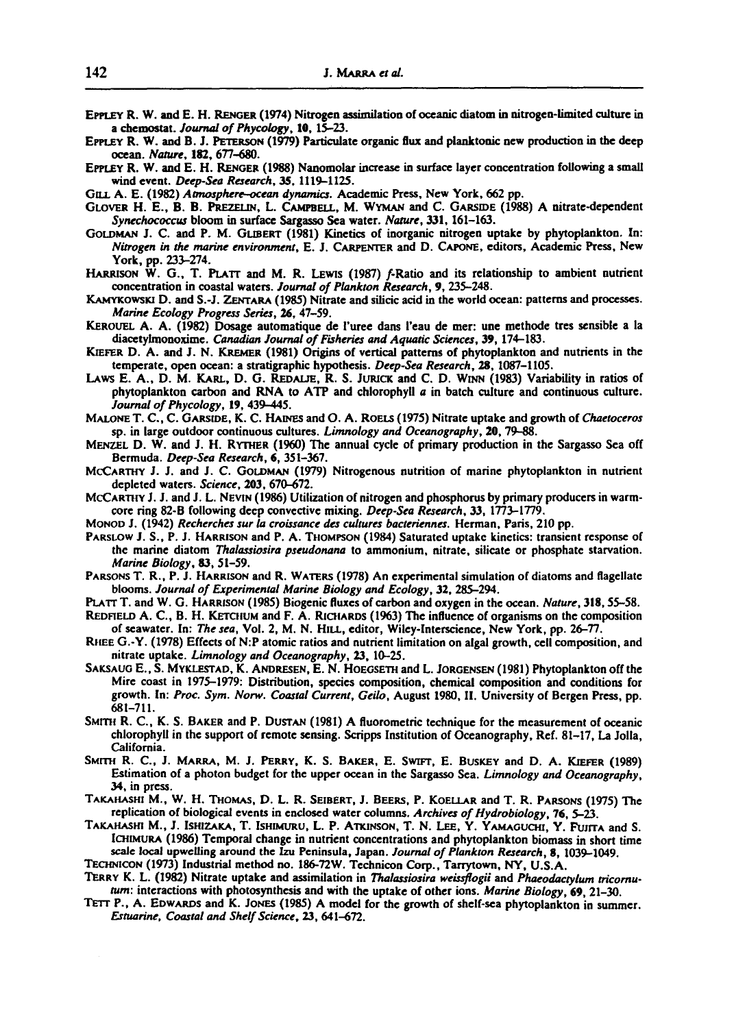Eppley R. W. and E. H. Renger (1974) Nitrogen assimilation of oceanic diatom in nitrogen-limited culture in a chemostat. *Journal of Phycology*, **10**, 15–23.

Eppley R. W. and B. J. Peterson (1979) Particulate organic flux and planktonic new production in the deep ocean. *Nature*, **182**, 677–680.

Eppley R. W. and E. H. Renger (1988) Nanomolar increase in surface layer concentration following a small wind event. *Deep-Sea Research*, **35**, 1119–1125.

Gill A. E. (1982) *Atmosphere–ocean dynamics*. Academic Press, New York, 662 pp.

Glover H. E., B. B. Prezelin, L. Campbell, M. Wyman and C. Garside (1988) A nitrate-dependent *Synechococcus* bloom in surface Sargasso Sea water. *Nature*, **331**, 161–163.

Goldman J. C. and P. M. Glibert (1981) Kinetics of inorganic nitrogen uptake by phytoplankton. In: *Nitrogen in the marine environment*, E. J. Carpenter and D. Capone, editors, Academic Press, New York, pp. 233–274.

Harrison W. G., T. Platt and M. R. Lewis (1987) *f*-Ratio and its relationship to ambient nutrient concentration in coastal waters. *Journal of Plankton Research*, **9**, 235–248.

Kamykowski D. and S.-J. Zentara (1985) Nitrate and silicic acid in the world ocean: patterns and processes. *Marine Ecology Progress Series*, **26**, 47–59.

Kerouel A. A. (1982) Dosage automatique de l'uree dans l'eau de mer: une methode tres sensible a la diacetylmonoxime. *Canadian Journal of Fisheries and Aquatic Sciences*, **39**, 174–183.

Kiefer D. A. and J. N. Kremer (1981) Origins of vertical patterns of phytoplankton and nutrients in the temperate, open ocean: a stratigraphic hypothesis. *Deep-Sea Research*, **28**, 1087–1105.

Laws E. A., D. M. Karl, D. G. Redalje, R. S. Jurick and C. D. Winn (1983) Variability in ratios of phytoplankton carbon and RNA to ATP and chlorophyll *a* in batch culture and continuous culture. *Journal of Phycology*, **19**, 439–445.

Malone T. C., C. Garside, K. C. Haines and O. A. Roels (1975) Nitrate uptake and growth of *Chaetoceros* sp. in large outdoor continuous cultures. *Limnology and Oceanography*, **20**, 79–88.

Menzel D. W. and J. H. Ryther (1960) The annual cycle of primary production in the Sargasso Sea off Bermuda. *Deep-Sea Research*, **6**, 351–367.

McCarthy J. J. and J. C. Goldman (1979) Nitrogenous nutrition of marine phytoplankton in nutrient depleted waters. *Science*, **203**, 670–672.

McCarthy J. J. and J. L. Nevin (1986) Utilization of nitrogen and phosphorus by primary producers in warm-core ring 82-B following deep convective mixing. *Deep-Sea Research*, **33**, 1773–1779.

Monod J. (1942) *Recherches sur la croissance des cultures bacteriennes*. Herman, Paris, 210 pp.

Parslow J. S., P. J. Harrison and P. A. Thompson (1984) Saturated uptake kinetics: transient response of the marine diatom *Thalassiosira pseudonana* to ammonium, nitrate, silicate or phosphate starvation. *Marine Biology*, **83**, 51–59.

Parsons T. R., P. J. Harrison and R. Waters (1978) An experimental simulation of diatoms and flagellate blooms. *Journal of Experimental Marine Biology and Ecology*, **32**, 285–294.

Platt T. and W. G. Harrison (1985) Biogenic fluxes of carbon and oxygen in the ocean. *Nature*, **318**, 55–58.

Redfield A. C., B. H. Ketchum and F. A. Richards (1963) The influence of organisms on the composition of seawater. In: *The sea*, Vol. 2, M. N. Hill, editor, Wiley-Interscience, New York, pp. 26–77.

Rhee G.-Y. (1978) Effects of N:P atomic ratios and nutrient limitation on algal growth, cell composition, and nitrate uptake. *Limnology and Oceanography*, **23**, 10–25.

Saksaug E., S. Myklestad, K. Andresen, E. N. Hoegseth and L. Jorgensen (1981) Phytoplankton off the Mire coast in 1975–1979: Distribution, species composition, chemical composition and conditions for growth. In: *Proc. Sym. Norw. Coastal Current, Geilo*, August 1980, II. University of Bergen Press, pp. 681–711.

Smith R. C., K. S. Baker and P. Dustan (1981) A fluorometric technique for the measurement of oceanic chlorophyll in the support of remote sensing. Scripps Institution of Oceanography, Ref. 81-17, La Jolla, California.

Smith R. C., J. Marra, M. J. Perry, K. S. Baker, E. Swift, E. Buskey and D. A. Kiefer (1989) Estimation of a photon budget for the upper ocean in the Sargasso Sea. *Limnology and Oceanography*, **34**, in press.

Takahashi M., W. H. Thomas, D. L. R. Seibert, J. Beers, P. Koellar and T. R. Parsons (1975) The replication of biological events in enclosed water columns. *Archives of Hydrobiology*, **76**, 5–23.

Takahashi M., J. Ishizaka, T. Ishimuru, L. P. Atkinson, T. N. Lee, Y. Yamaguchi, Y. Fujita and S. Ichimura (1986) Temporal change in nutrient concentrations and phytoplankton biomass in short time scale local upwelling around the Izu Peninsula, Japan. *Journal of Plankton Research*, **8**, 1039–1049.

Technicon (1973) Industrial method no. 186-72W. Technicon Corp., Tarrytown, NY, U.S.A.

Terry K. L. (1982) Nitrate uptake and assimilation in *Thalassiosira weissflogii* and *Phaeodactylum tricornutum*: interactions with photosynthesis and with the uptake of other ions. *Marine Biology*, **69**, 21–30.

Tett P., A. Edwards and K. Jones (1985) A model for the growth of shelf-sea phytoplankton in summer. *Estuarine, Coastal and Shelf Science*, **23**, 641–672.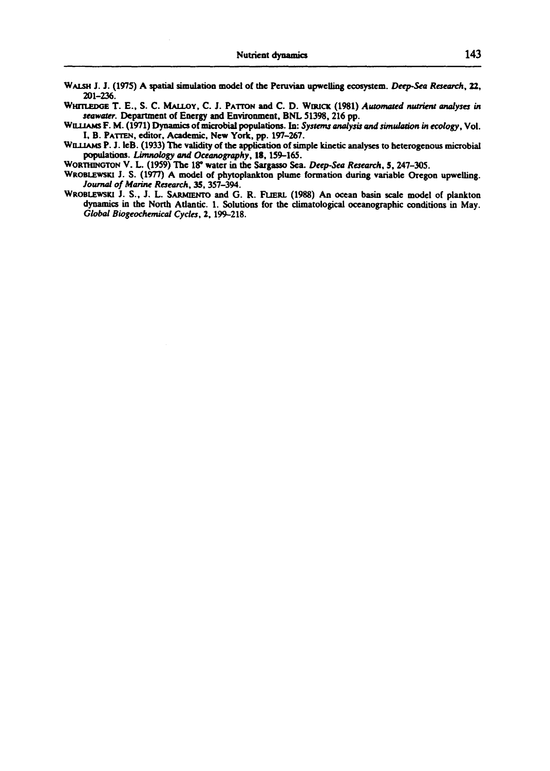WALSH J. J. (1975) A spatial simulation model of the Peruvian upwelling ecosystem. *Deep-Sea Research*, **22**, 201–236.

WHITLEDGE T. E., S. C. MALLOY, C. J. PATTON and C. D. WIRICK (1981) *Automated nutrient analyses in seawater*. Department of Energy and Environment, BNL 51398, 216 pp.

WILLIAMS F. M. (1971) Dynamics of microbial populations. In: *Systems analysis and simulation in ecology*, Vol. I, B. PATTEN, editor, Academic, New York, pp. 197–267.

WILLIAMS P. J. leB. (1933) The validity of the application of simple kinetic analyses to heterogenous microbial populations. *Limnology and Oceanography*, **18**, 159–165.

WORTHINGTON V. L. (1959) The 18° water in the Sargasso Sea. *Deep-Sea Research*, **5**, 247–305.

WROBLEWSKI J. S. (1977) A model of phytoplankton plume formation during variable Oregon upwelling. *Journal of Marine Research*, **35**, 357–394.

WROBLEWSKI J. S., J. L. SARMIENTO and G. R. FLIERL (1988) An ocean basin scale model of plankton dynamics in the North Atlantic. 1. Solutions for the climatological oceanographic conditions in May. *Global Biogeochemical Cycles*, **2**, 199–218.